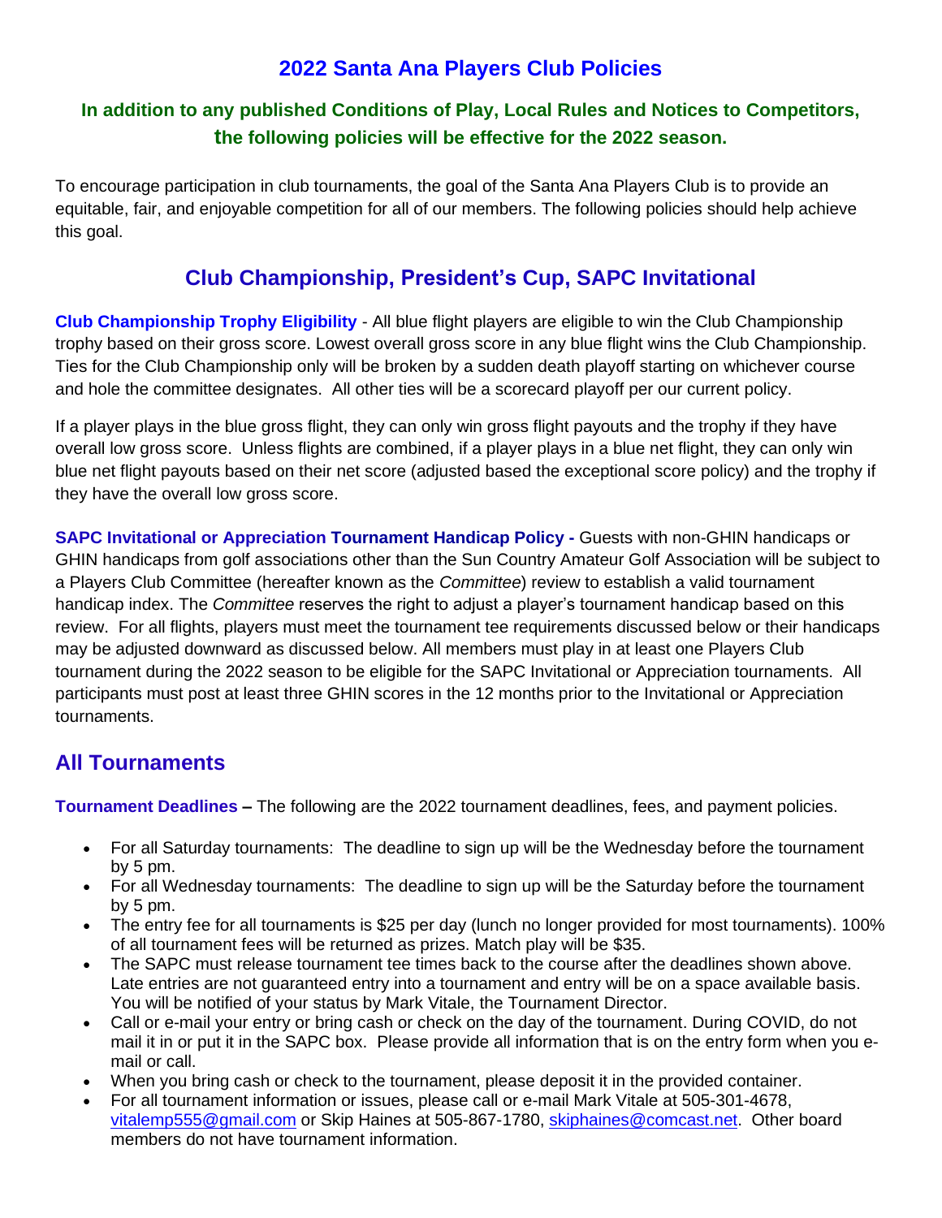# 2022 Santa Ana Players Club Policies

### In addition to any published Conditions of Play, Local Rules and Notices to Competitors, the following policies will be effective for the 2022 season.

To encourage participation in club tournaments, the goal of the Santa Ana Players Club is to provide an equitable, fair, and enjoyable competition for all of our members. The following policies should help achieve this goal.

## Club Championship, President's Cup, SAPC Invitational

**Club Championship Trophy Eligibility** - All blue flight players are eligible to win the Club Championship trophy based on their gross score. Lowest overall gross score in any blue flight wins the Club Championship. Ties for the Club Championship only will be broken by a sudden death playoff starting on whichever course and hole the committee designates. All other ties will be a scorecard playoff per our current policy.

If a player plays in the blue gross flight, they can only win gross flight payouts and the trophy if they have overall low gross score. Unless flights are combined, if a player plays in a blue net flight, they can only win blue net flight payouts based on their net score (adjusted based the exceptional score policy) and the trophy if they have the overall low gross score.

**SAPC Invitational or Appreciation Tournament Handicap Policy -** Guests with non-GHIN handicaps or GHIN handicaps from golf associations other than the Sun Country Amateur Golf Association will be subject to a Players Club Committee (hereafter known as the *Committee*) review to establish a valid tournament handicap index. The *Committee* reserves the right to adjust a player's tournament handicap based on this review. For all flights, players must meet the tournament tee requirements discussed below or their handicaps may be adjusted downward as discussed below. All members must play in at least one Players Club tournament during the 2022 season to be eligible for the SAPC Invitational or Appreciation tournaments. All participants must post at least three GHIN scores in the 12 months prior to the Invitational or Appreciation tournaments.

## All Tournaments

**Tournament Deadlines –** The following are the 2022 tournament deadlines, fees, and payment policies.

- For all Saturday tournaments: The deadline to sign up will be the Wednesday before the tournament by 5 pm.
- For all Wednesday tournaments: The deadline to sign up will be the Saturday before the tournament by 5 pm.
- The entry fee for all tournaments is $25 per day (lunch no longer provided for most tournaments). 100% of all tournament fees will be returned as prizes. Match play will be $35.
- The SAPC must release tournament tee times back to the course after the deadlines shown above. Late entries are not guaranteed entry into a tournament and entry will be on a space available basis. You will be notified of your status by Mark Vitale, the Tournament Director.
- Call or e-mail your entry or bring cash or check on the day of the tournament. During COVID, do not mail it in or put it in the SAPC box. Please provide all information that is on the entry form when you e-mail or call.
- When you bring cash or check to the tournament, please deposit it in the provided container.
- For all tournament information or issues, please call or e-mail Mark Vitale at 505-301-4678, vitalemp555@gmail.com or Skip Haines at 505-867-1780, skiphaines@comcast.net. Other board members do not have tournament information.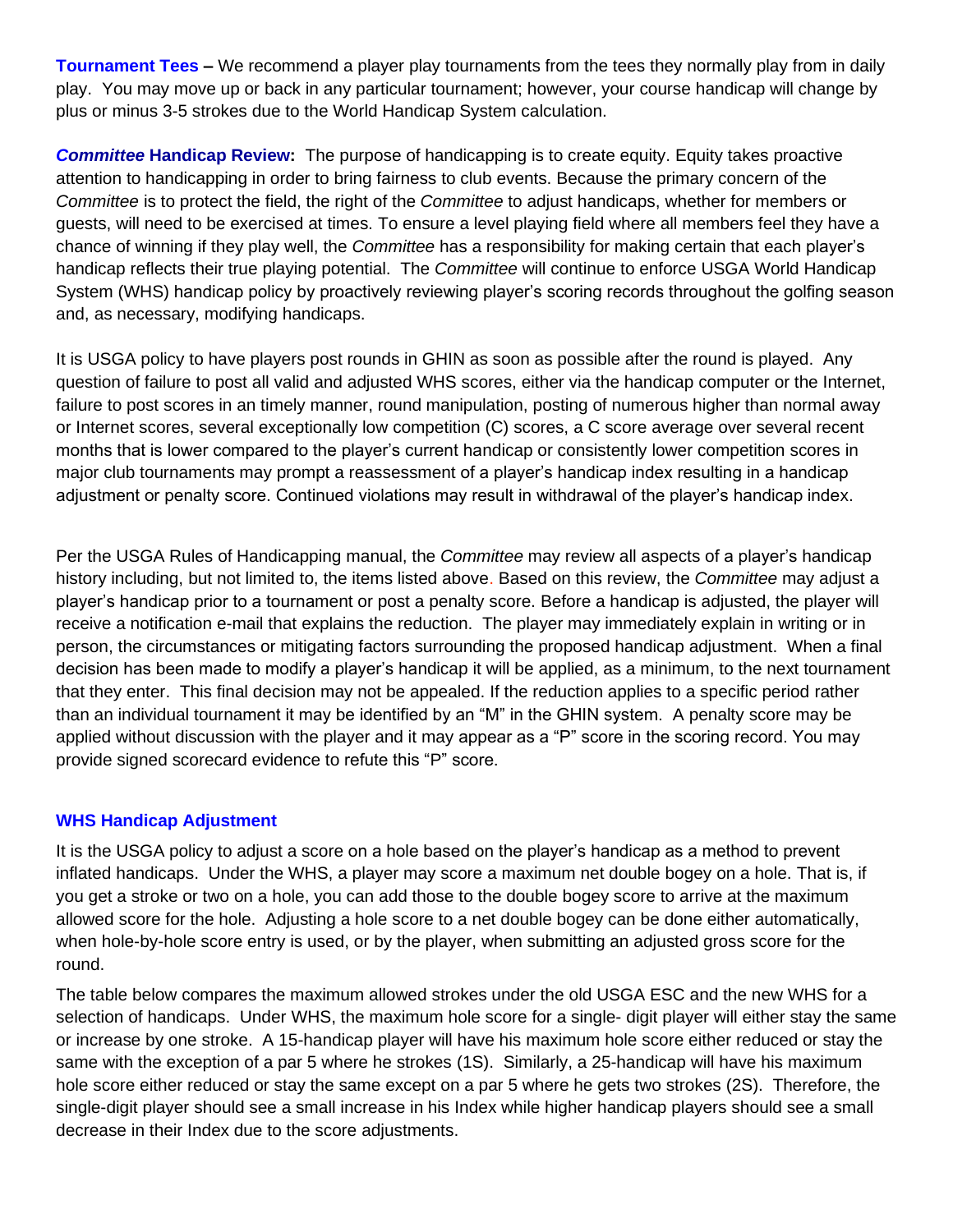**Tournament Tees –** We recommend a player play tournaments from the tees they normally play from in daily play. You may move up or back in any particular tournament; however, your course handicap will change by plus or minus 3-5 strokes due to the World Handicap System calculation.

***Committee* Handicap Review:** The purpose of handicapping is to create equity. Equity takes proactive attention to handicapping in order to bring fairness to club events. Because the primary concern of the *Committee* is to protect the field, the right of the *Committee* to adjust handicaps, whether for members or guests, will need to be exercised at times. To ensure a level playing field where all members feel they have a chance of winning if they play well, the *Committee* has a responsibility for making certain that each player's handicap reflects their true playing potential. The *Committee* will continue to enforce USGA World Handicap System (WHS) handicap policy by proactively reviewing player's scoring records throughout the golfing season and, as necessary, modifying handicaps.

It is USGA policy to have players post rounds in GHIN as soon as possible after the round is played. Any question of failure to post all valid and adjusted WHS scores, either via the handicap computer or the Internet, failure to post scores in an timely manner, round manipulation, posting of numerous higher than normal away or Internet scores, several exceptionally low competition (C) scores, a C score average over several recent months that is lower compared to the player's current handicap or consistently lower competition scores in major club tournaments may prompt a reassessment of a player's handicap index resulting in a handicap adjustment or penalty score. Continued violations may result in withdrawal of the player's handicap index.

Per the USGA Rules of Handicapping manual, the *Committee* may review all aspects of a player's handicap history including, but not limited to, the items listed above. Based on this review, the *Committee* may adjust a player's handicap prior to a tournament or post a penalty score. Before a handicap is adjusted, the player will receive a notification e-mail that explains the reduction. The player may immediately explain in writing or in person, the circumstances or mitigating factors surrounding the proposed handicap adjustment. When a final decision has been made to modify a player's handicap it will be applied, as a minimum, to the next tournament that they enter. This final decision may not be appealed. If the reduction applies to a specific period rather than an individual tournament it may be identified by an "M" in the GHIN system. A penalty score may be applied without discussion with the player and it may appear as a "P" score in the scoring record. You may provide signed scorecard evidence to refute this "P" score.

**WHS Handicap Adjustment**

It is the USGA policy to adjust a score on a hole based on the player's handicap as a method to prevent inflated handicaps. Under the WHS, a player may score a maximum net double bogey on a hole. That is, if you get a stroke or two on a hole, you can add those to the double bogey score to arrive at the maximum allowed score for the hole. Adjusting a hole score to a net double bogey can be done either automatically, when hole-by-hole score entry is used, or by the player, when submitting an adjusted gross score for the round.

The table below compares the maximum allowed strokes under the old USGA ESC and the new WHS for a selection of handicaps. Under WHS, the maximum hole score for a single- digit player will either stay the same or increase by one stroke. A 15-handicap player will have his maximum hole score either reduced or stay the same with the exception of a par 5 where he strokes (1S). Similarly, a 25-handicap will have his maximum hole score either reduced or stay the same except on a par 5 where he gets two strokes (2S). Therefore, the single-digit player should see a small increase in his Index while higher handicap players should see a small decrease in their Index due to the score adjustments.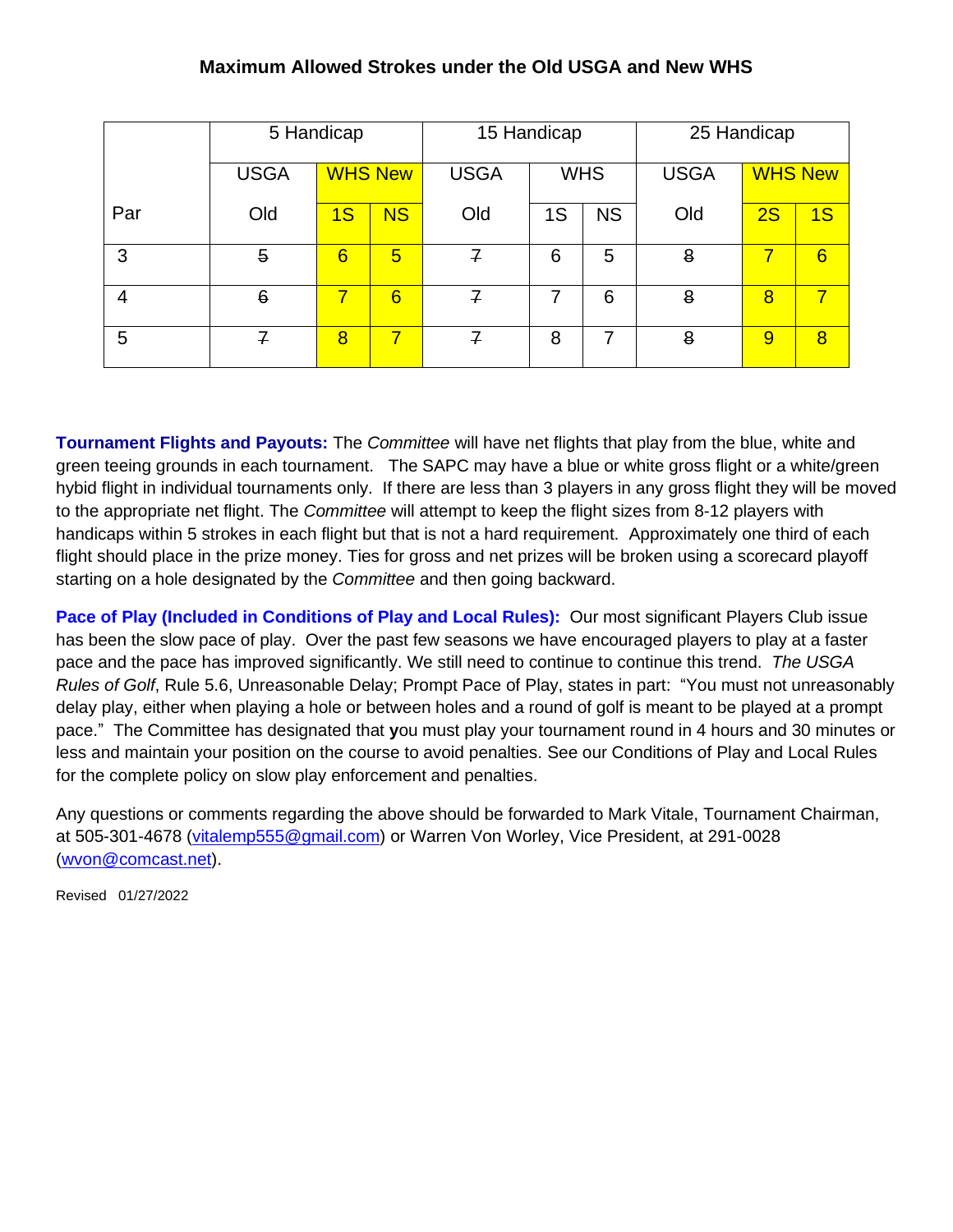**Maximum Allowed Strokes under the Old USGA and New WHS**

| | 5 Handicap | | | 15 Handicap | | | 25 Handicap | | |
|---|---|---|---|---|---|---|---|---|---|
| | USGA | WHS New | | USGA | WHS | | USGA | WHS New | |
| Par | Old | 1S | NS | Old | 1S | NS | Old | 2S | 1S |
| 3 | ~~5~~ | 6 | 5 | ~~7~~ | 6 | 5 | ~~8~~ | 7 | 6 |
| 4 | ~~6~~ | 7 | 6 | ~~7~~ | 7 | 6 | ~~8~~ | 8 | 7 |
| 5 | ~~7~~ | 8 | 7 | ~~7~~ | 8 | 7 | ~~8~~ | 9 | 8 |

**Tournament Flights and Payouts:** The *Committee* will have net flights that play from the blue, white and green teeing grounds in each tournament. The SAPC may have a blue or white gross flight or a white/green hybid flight in individual tournaments only. If there are less than 3 players in any gross flight they will be moved to the appropriate net flight. The *Committee* will attempt to keep the flight sizes from 8-12 players with handicaps within 5 strokes in each flight but that is not a hard requirement. Approximately one third of each flight should place in the prize money. Ties for gross and net prizes will be broken using a scorecard playoff starting on a hole designated by the *Committee* and then going backward.

**Pace of Play (Included in Conditions of Play and Local Rules):** Our most significant Players Club issue has been the slow pace of play. Over the past few seasons we have encouraged players to play at a faster pace and the pace has improved significantly. We still need to continue to continue this trend. *The USGA Rules of Golf*, Rule 5.6, Unreasonable Delay; Prompt Pace of Play, states in part: "You must not unreasonably delay play, either when playing a hole or between holes and a round of golf is meant to be played at a prompt pace." The Committee has designated that **y**ou must play your tournament round in 4 hours and 30 minutes or less and maintain your position on the course to avoid penalties. See our Conditions of Play and Local Rules for the complete policy on slow play enforcement and penalties.

Any questions or comments regarding the above should be forwarded to Mark Vitale, Tournament Chairman, at 505-301-4678 (vitalemp555@gmail.com) or Warren Von Worley, Vice President, at 291-0028 (wvon@comcast.net).

Revised 01/27/2022